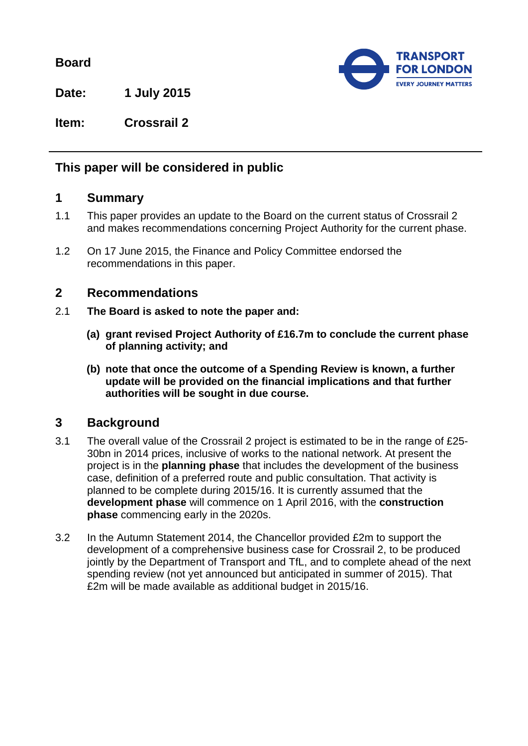**Board**

**Date:** **1 July 2015**

**Item:** **Crossrail 2**

---

## This paper will be considered in public

## 1 Summary

1.1 This paper provides an update to the Board on the current status of Crossrail 2 and makes recommendations concerning Project Authority for the current phase.

1.2 On 17 June 2015, the Finance and Policy Committee endorsed the recommendations in this paper.

## 2 Recommendations

2.1 **The Board is asked to note the paper and:**

**(a) grant revised Project Authority of £16.7m to conclude the current phase of planning activity; and**

**(b) note that once the outcome of a Spending Review is known, a further update will be provided on the financial implications and that further authorities will be sought in due course.**

## 3 Background

3.1 The overall value of the Crossrail 2 project is estimated to be in the range of £25-30bn in 2014 prices, inclusive of works to the national network. At present the project is in the **planning phase** that includes the development of the business case, definition of a preferred route and public consultation. That activity is planned to be complete during 2015/16. It is currently assumed that the **development phase** will commence on 1 April 2016, with the **construction phase** commencing early in the 2020s.

3.2 In the Autumn Statement 2014, the Chancellor provided £2m to support the development of a comprehensive business case for Crossrail 2, to be produced jointly by the Department of Transport and TfL, and to complete ahead of the next spending review (not yet announced but anticipated in summer of 2015). That £2m will be made available as additional budget in 2015/16.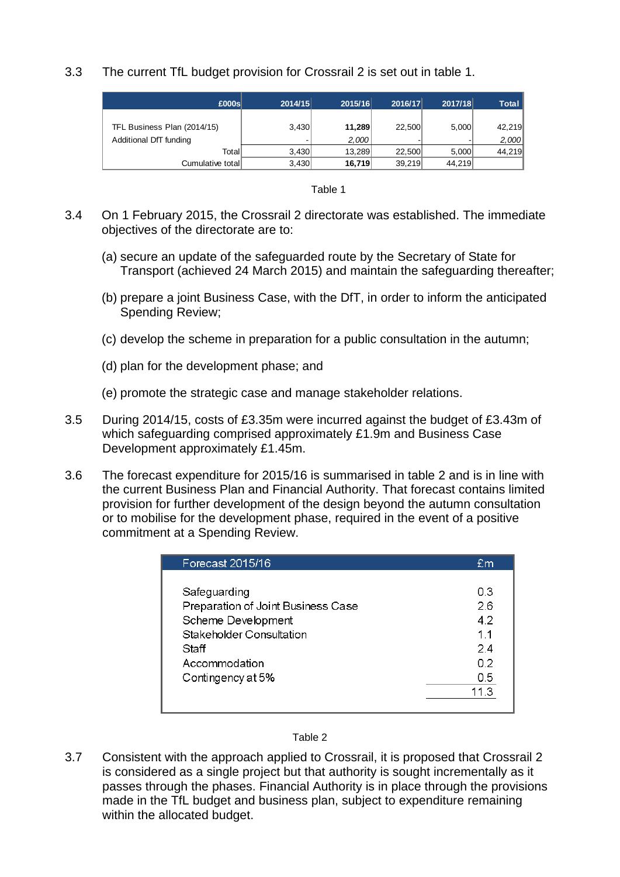3.3 The current TfL budget provision for Crossrail 2 is set out in table 1.

| £000s | 2014/15 | 2015/16 | 2016/17 | 2017/18 | Total |
|---|---|---|---|---|---|
| TFL Business Plan (2014/15) | 3,430 | **11,289** | 22,500 | 5,000 | 42,219 |
| Additional DfT funding | - | *2,000* | - | - | *2,000* |
| Total | 3,430 | 13,289 | 22,500 | 5,000 | 44,219 |
| Cumulative total | 3,430 | **16,719** | 39,219 | 44,219 | |

Table 1

3.4 On 1 February 2015, the Crossrail 2 directorate was established. The immediate objectives of the directorate are to:

(a) secure an update of the safeguarded route by the Secretary of State for Transport (achieved 24 March 2015) and maintain the safeguarding thereafter;

(b) prepare a joint Business Case, with the DfT, in order to inform the anticipated Spending Review;

(c) develop the scheme in preparation for a public consultation in the autumn;

(d) plan for the development phase; and

(e) promote the strategic case and manage stakeholder relations.

3.5 During 2014/15, costs of £3.35m were incurred against the budget of £3.43m of which safeguarding comprised approximately £1.9m and Business Case Development approximately £1.45m.

3.6 The forecast expenditure for 2015/16 is summarised in table 2 and is in line with the current Business Plan and Financial Authority. That forecast contains limited provision for further development of the design beyond the autumn consultation or to mobilise for the development phase, required in the event of a positive commitment at a Spending Review.

| Forecast 2015/16 | £m |
|---|---|
| Safeguarding | 0.3 |
| Preparation of Joint Business Case | 2.6 |
| Scheme Development | 4.2 |
| Stakeholder Consultation | 1.1 |
| Staff | 2.4 |
| Accommodation | 0.2 |
| Contingency at 5% | 0.5 |
| | 11.3 |

Table 2

3.7 Consistent with the approach applied to Crossrail, it is proposed that Crossrail 2 is considered as a single project but that authority is sought incrementally as it passes through the phases. Financial Authority is in place through the provisions made in the TfL budget and business plan, subject to expenditure remaining within the allocated budget.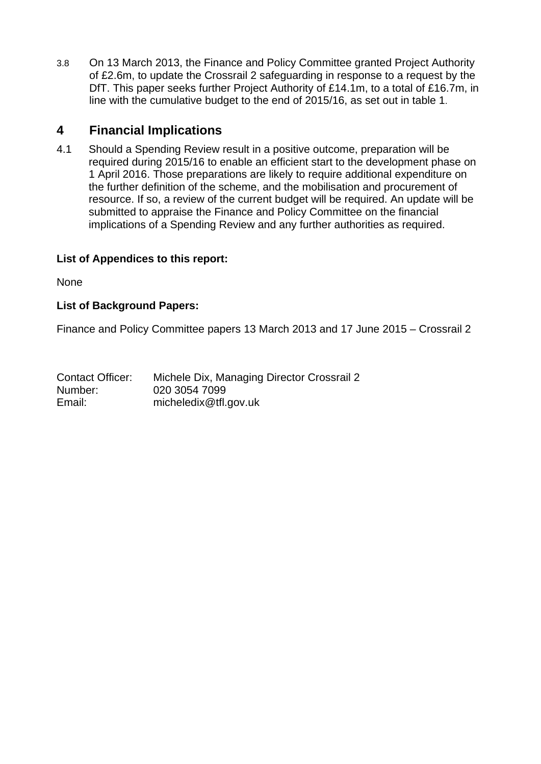3.8 On 13 March 2013, the Finance and Policy Committee granted Project Authority of £2.6m, to update the Crossrail 2 safeguarding in response to a request by the DfT. This paper seeks further Project Authority of £14.1m, to a total of £16.7m, in line with the cumulative budget to the end of 2015/16, as set out in table 1.

## 4 Financial Implications

4.1 Should a Spending Review result in a positive outcome, preparation will be required during 2015/16 to enable an efficient start to the development phase on 1 April 2016. Those preparations are likely to require additional expenditure on the further definition of the scheme, and the mobilisation and procurement of resource. If so, a review of the current budget will be required. An update will be submitted to appraise the Finance and Policy Committee on the financial implications of a Spending Review and any further authorities as required.

**List of Appendices to this report:**

None

**List of Background Papers:**

Finance and Policy Committee papers 13 March 2013 and 17 June 2015 – Crossrail 2

Contact Officer: Michele Dix, Managing Director Crossrail 2
Number: 020 3054 7099
Email: micheledix@tfl.gov.uk